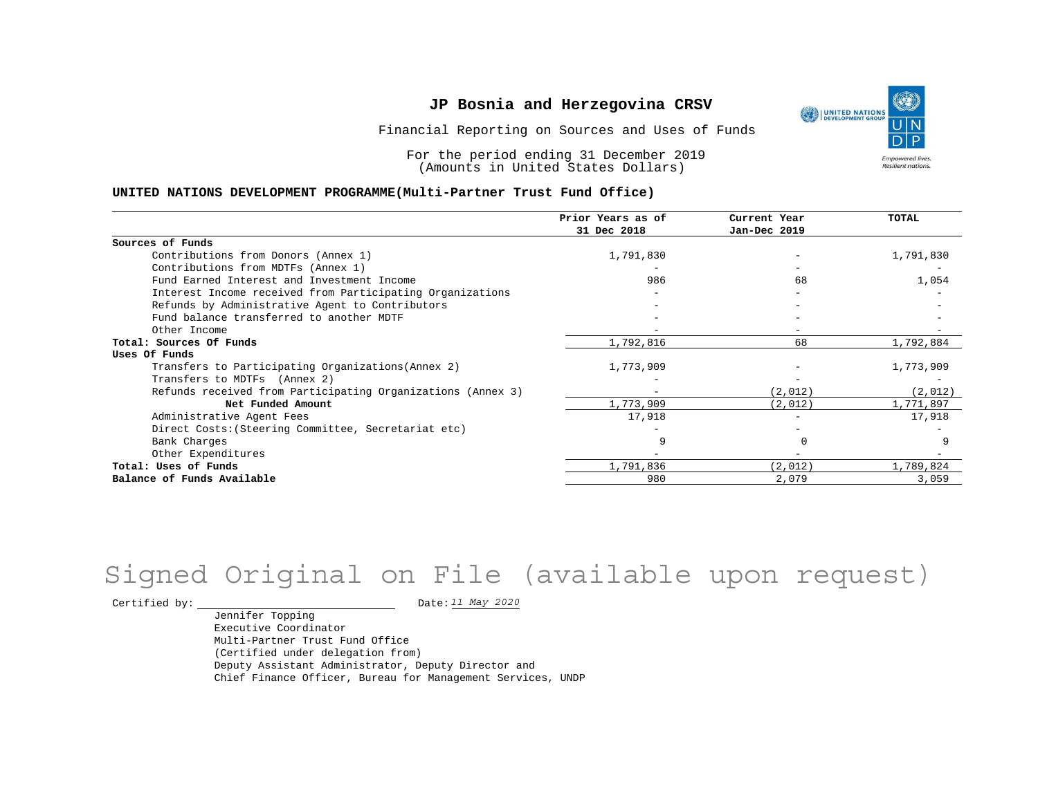# JP Bosnia and Herzegovina CRSV

Financial Reporting on Sources and Uses of Funds

For the period ending 31 December 2019
(Amounts in United States Dollars)

**UNITED NATIONS DEVELOPMENT PROGRAMME(Multi-Partner Trust Fund Office)**

| | Prior Years as of 31 Dec 2018 | Current Year Jan-Dec 2019 | TOTAL |
|---|---|---|---|
| **Sources of Funds** | | | |
| Contributions from Donors (Annex 1) | 1,791,830 | - | 1,791,830 |
| Contributions from MDTFs (Annex 1) | - | - | - |
| Fund Earned Interest and Investment Income | 986 | 68 | 1,054 |
| Interest Income received from Participating Organizations | - | - | - |
| Refunds by Administrative Agent to Contributors | - | - | - |
| Fund balance transferred to another MDTF | - | - | - |
| Other Income | - | - | - |
| **Total: Sources Of Funds** | 1,792,816 | 68 | 1,792,884 |
| **Uses Of Funds** | | | |
| Transfers to Participating Organizations(Annex 2) | 1,773,909 | - | 1,773,909 |
| Transfers to MDTFs (Annex 2) | - | - | - |
| Refunds received from Participating Organizations (Annex 3) | - | (2,012) | (2,012) |
| **Net Funded Amount** | 1,773,909 | (2,012) | 1,771,897 |
| Administrative Agent Fees | 17,918 | - | 17,918 |
| Direct Costs:(Steering Committee, Secretariat etc) | - | - | - |
| Bank Charges | 9 | 0 | 9 |
| Other Expenditures | - | - | - |
| **Total: Uses of Funds** | 1,791,836 | (2,012) | 1,789,824 |
| **Balance of Funds Available** | 980 | 2,079 | 3,059 |

Signed Original on File (available upon request)

Certified by: ______________________ Date: *11 May 2020*

Jennifer Topping
Executive Coordinator
Multi-Partner Trust Fund Office
(Certified under delegation from)
Deputy Assistant Administrator, Deputy Director and
Chief Finance Officer, Bureau for Management Services, UNDP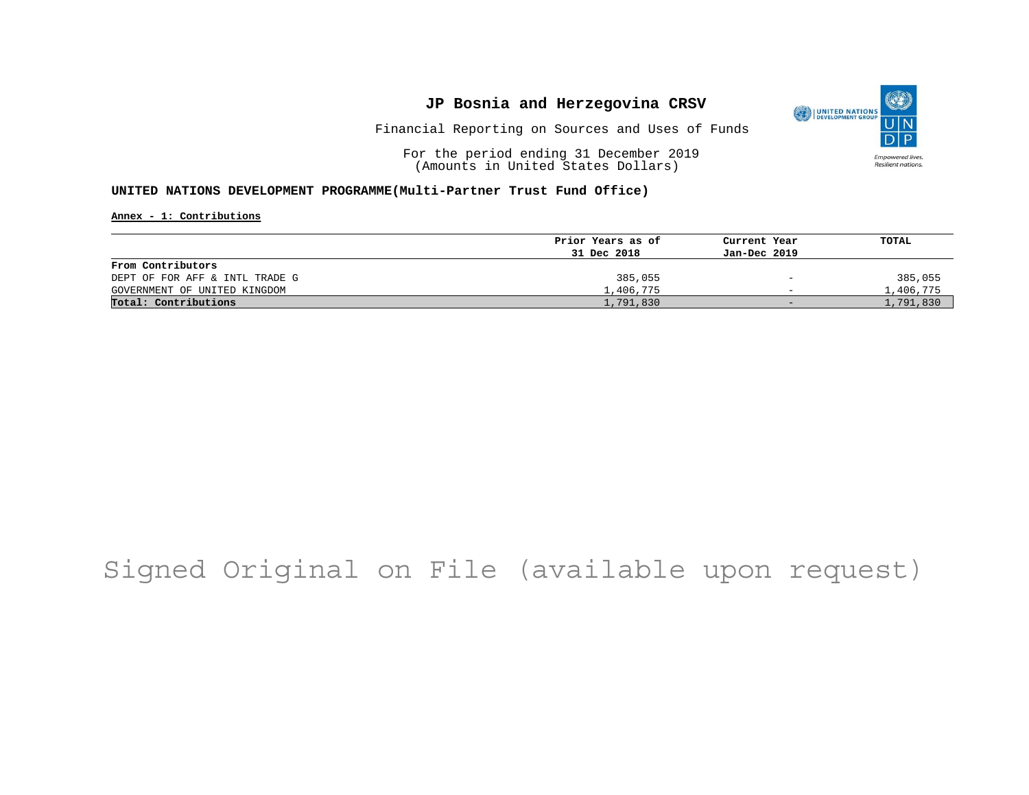# JP Bosnia and Herzegovina CRSV

Financial Reporting on Sources and Uses of Funds

For the period ending 31 December 2019
(Amounts in United States Dollars)

**UNITED NATIONS DEVELOPMENT PROGRAMME(Multi-Partner Trust Fund Office)**

**Annex - 1: Contributions**

| | Prior Years as of 31 Dec 2018 | Current Year Jan-Dec 2019 | TOTAL |
|---|---|---|---|
| **From Contributors** | | | |
| DEPT OF FOR AFF & INTL TRADE G | 385,055 | - | 385,055 |
| GOVERNMENT OF UNITED KINGDOM | 1,406,775 | - | 1,406,775 |
| **Total: Contributions** | 1,791,830 | - | 1,791,830 |

Signed Original on File (available upon request)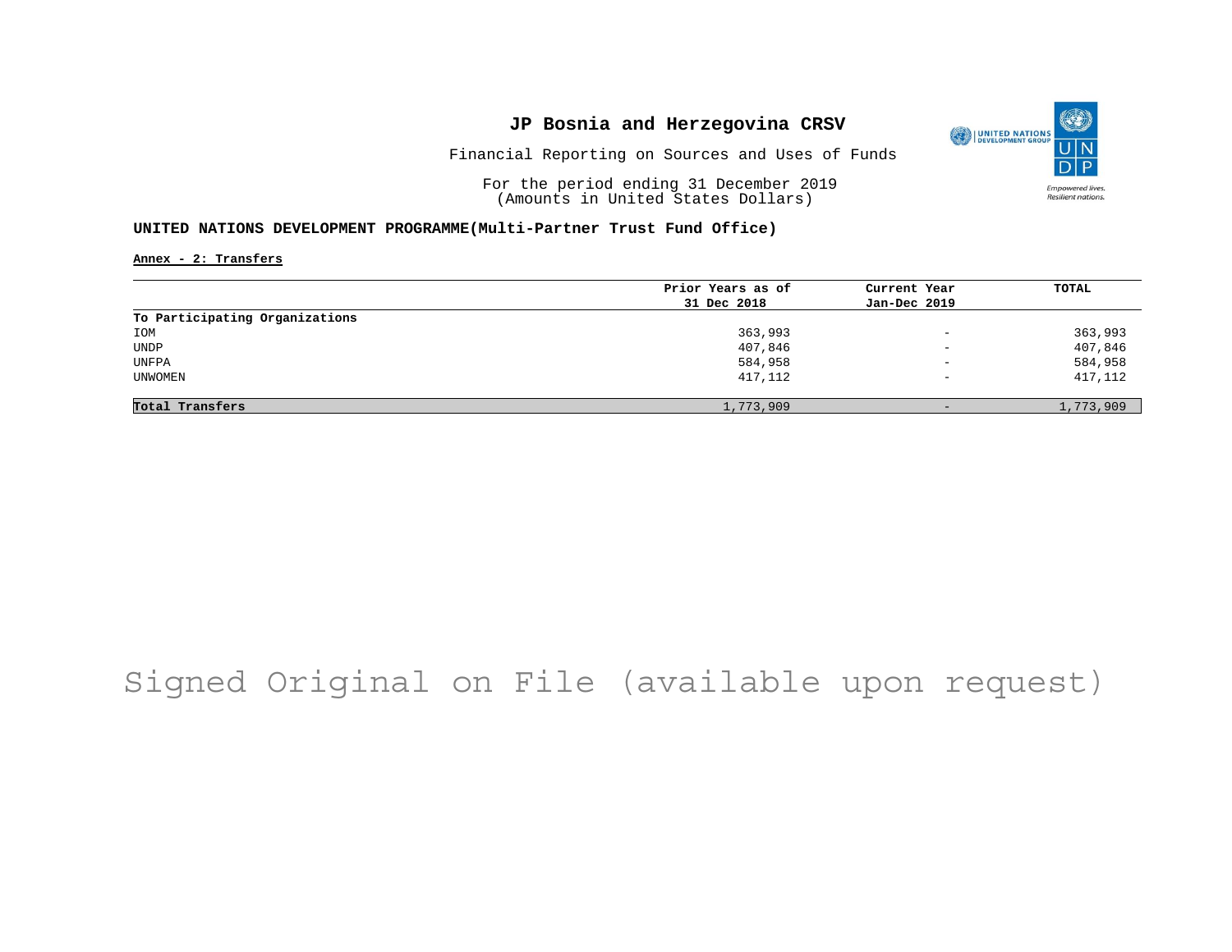# JP Bosnia and Herzegovina CRSV

Financial Reporting on Sources and Uses of Funds

For the period ending 31 December 2019
(Amounts in United States Dollars)

**UNITED NATIONS DEVELOPMENT PROGRAMME(Multi-Partner Trust Fund Office)**

**Annex - 2: Transfers**

| | Prior Years as of 31 Dec 2018 | Current Year Jan-Dec 2019 | TOTAL |
|---|---|---|---|
| **To Participating Organizations** | | | |
| IOM | 363,993 | - | 363,993 |
| UNDP | 407,846 | - | 407,846 |
| UNFPA | 584,958 | - | 584,958 |
| UNWOMEN | 417,112 | - | 417,112 |
| **Total Transfers** | 1,773,909 | - | 1,773,909 |

Signed Original on File (available upon request)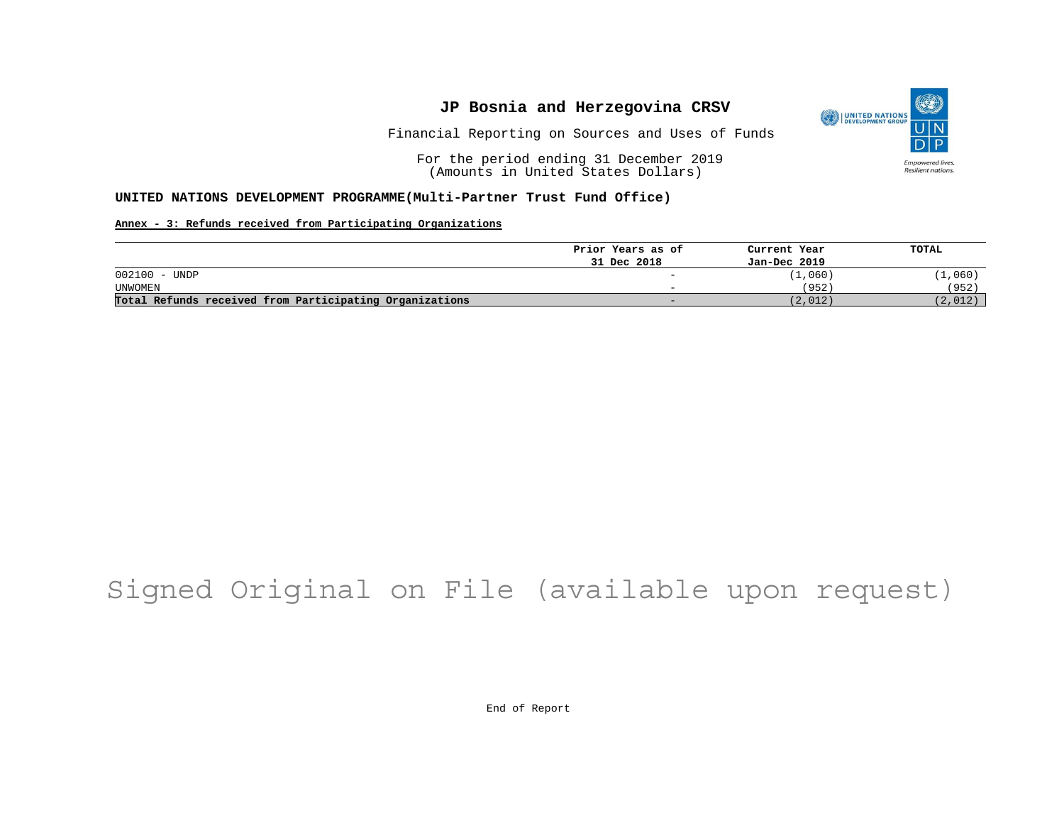# JP Bosnia and Herzegovina CRSV

Financial Reporting on Sources and Uses of Funds

For the period ending 31 December 2019
(Amounts in United States Dollars)

**UNITED NATIONS DEVELOPMENT PROGRAMME(Multi-Partner Trust Fund Office)**

**Annex - 3: Refunds received from Participating Organizations**

| | Prior Years as of 31 Dec 2018 | Current Year Jan-Dec 2019 | TOTAL |
|---|---|---|---|
| 002100 - UNDP | - | (1,060) | (1,060) |
| UNWOMEN | - | (952) | (952) |
| **Total Refunds received from Participating Organizations** | - | (2,012) | (2,012) |

Signed Original on File (available upon request)

End of Report